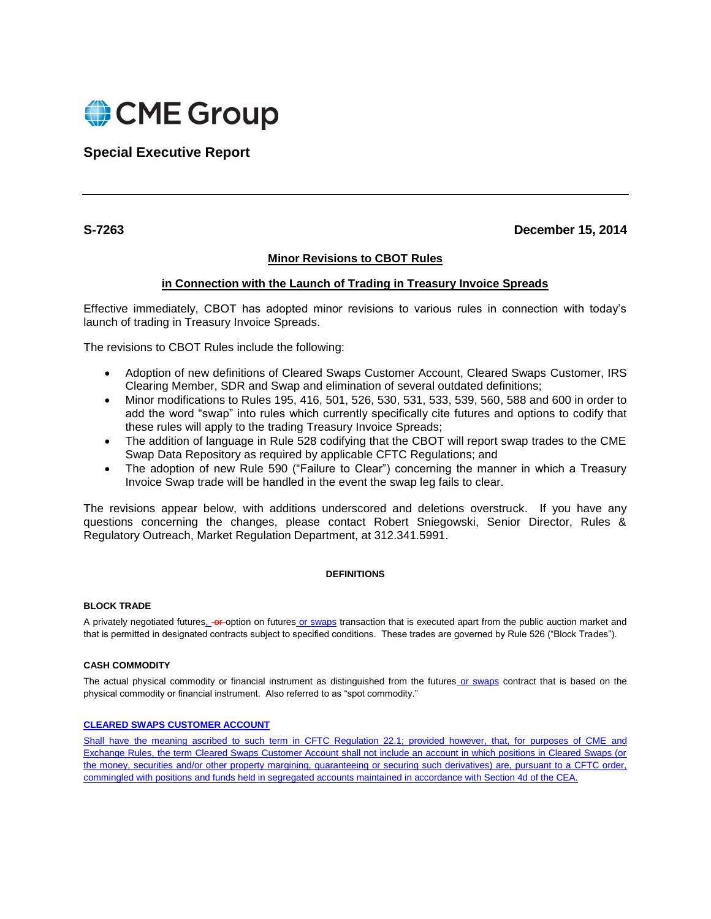CME Group

## Special Executive Report

**S-7263** **December 15, 2014**

**Minor Revisions to CBOT Rules**

**in Connection with the Launch of Trading in Treasury Invoice Spreads**

Effective immediately, CBOT has adopted minor revisions to various rules in connection with today's launch of trading in Treasury Invoice Spreads.

The revisions to CBOT Rules include the following:

- Adoption of new definitions of Cleared Swaps Customer Account, Cleared Swaps Customer, IRS Clearing Member, SDR and Swap and elimination of several outdated definitions;
- Minor modifications to Rules 195, 416, 501, 526, 530, 531, 533, 539, 560, 588 and 600 in order to add the word "swap" into rules which currently specifically cite futures and options to codify that these rules will apply to the trading Treasury Invoice Spreads;
- The addition of language in Rule 528 codifying that the CBOT will report swap trades to the CME Swap Data Repository as required by applicable CFTC Regulations; and
- The adoption of new Rule 590 ("Failure to Clear") concerning the manner in which a Treasury Invoice Swap trade will be handled in the event the swap leg fails to clear.

The revisions appear below, with additions underscored and deletions overstruck. If you have any questions concerning the changes, please contact Robert Sniegowski, Senior Director, Rules & Regulatory Outreach, Market Regulation Department, at 312.341.5991.

**DEFINITIONS**

**BLOCK TRADE**

A privately negotiated futures, ~~or~~ option on futures or swaps transaction that is executed apart from the public auction market and that is permitted in designated contracts subject to specified conditions. These trades are governed by Rule 526 ("Block Trades").

**CASH COMMODITY**

The actual physical commodity or financial instrument as distinguished from the futures or swaps contract that is based on the physical commodity or financial instrument. Also referred to as "spot commodity."

**CLEARED SWAPS CUSTOMER ACCOUNT**

Shall have the meaning ascribed to such term in CFTC Regulation 22.1; provided however, that, for purposes of CME and Exchange Rules, the term Cleared Swaps Customer Account shall not include an account in which positions in Cleared Swaps (or the money, securities and/or other property margining, guaranteeing or securing such derivatives) are, pursuant to a CFTC order, commingled with positions and funds held in segregated accounts maintained in accordance with Section 4d of the CEA.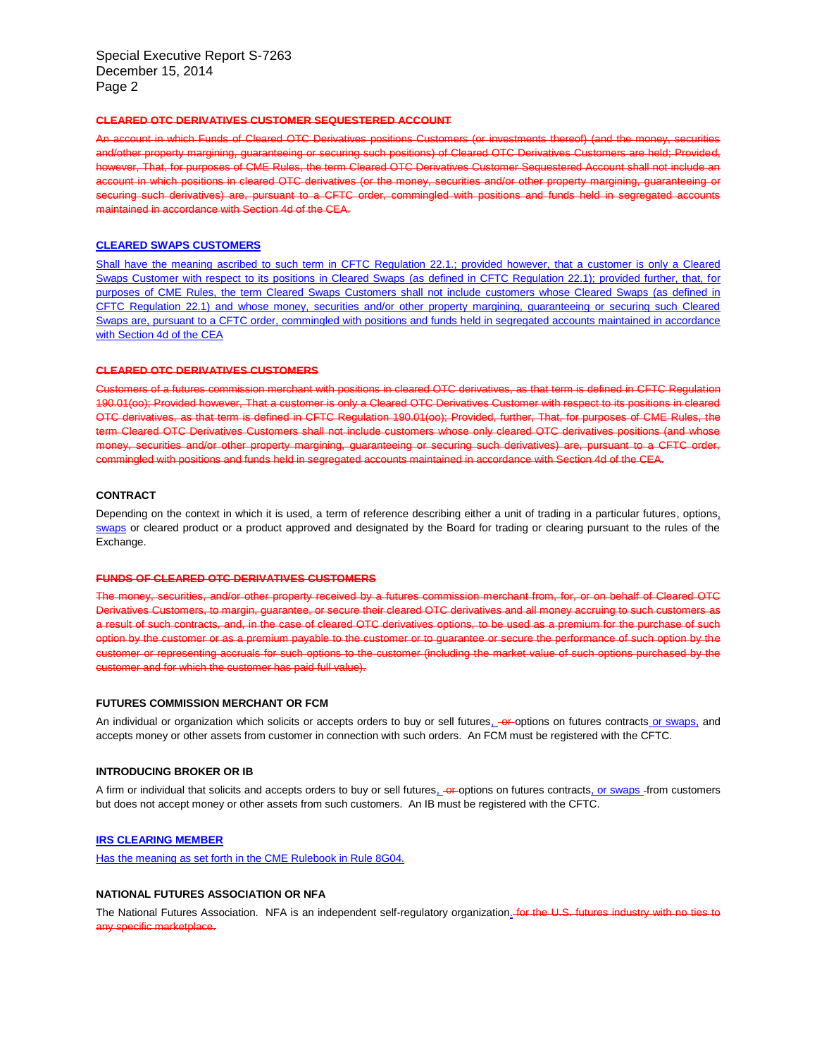**~~CLEARED OTC DERIVATIVES CUSTOMER SEQUESTERED ACCOUNT~~**

~~An account in which Funds of Cleared OTC Derivatives positions Customers (or investments thereof) (and the money, securities and/other property margining, guaranteeing or securing such positions) of Cleared OTC Derivatives Customers are held; Provided, however, That, for purposes of CME Rules, the term Cleared OTC Derivatives Customer Sequestered Account shall not include an account in which positions in cleared OTC derivatives (or the money, securities and/or other property margining, guaranteeing or securing such derivatives) are, pursuant to a CFTC order, commingled with positions and funds held in segregated accounts maintained in accordance with Section 4d of the CEA.~~

**<u>CLEARED SWAPS CUSTOMERS</u>**

<u>Shall have the meaning ascribed to such term in CFTC Regulation 22.1.; provided however, that a customer is only a Cleared Swaps Customer with respect to its positions in Cleared Swaps (as defined in CFTC Regulation 22.1); provided further, that, for purposes of CME Rules, the term Cleared Swaps Customers shall not include customers whose Cleared Swaps (as defined in CFTC Regulation 22.1) and whose money, securities and/or other property margining, guaranteeing or securing such Cleared Swaps are, pursuant to a CFTC order, commingled with positions and funds held in segregated accounts maintained in accordance with Section 4d of the CEA</u>

**~~CLEARED OTC DERIVATIVES CUSTOMERS~~**

~~Customers of a futures commission merchant with positions in cleared OTC derivatives, as that term is defined in CFTC Regulation 190.01(oo); Provided however, That a customer is only a Cleared OTC Derivatives Customer with respect to its positions in cleared OTC derivatives, as that term is defined in CFTC Regulation 190.01(oo); Provided, further, That, for purposes of CME Rules, the term Cleared OTC Derivatives Customers shall not include customers whose only cleared OTC derivatives positions (and whose money, securities and/or other property margining, guaranteeing or securing such derivatives) are, pursuant to a CFTC order, commingled with positions and funds held in segregated accounts maintained in accordance with Section 4d of the CEA.~~

**CONTRACT**

Depending on the context in which it is used, a term of reference describing either a unit of trading in a particular futures, options<u>, swaps</u> or cleared product or a product approved and designated by the Board for trading or clearing pursuant to the rules of the Exchange.

**~~FUNDS OF CLEARED OTC DERIVATIVES CUSTOMERS~~**

~~The money, securities, and/or other property received by a futures commission merchant from, for, or on behalf of Cleared OTC Derivatives Customers, to margin, guarantee, or secure their cleared OTC derivatives and all money accruing to such customers as a result of such contracts, and, in the case of cleared OTC derivatives options, to be used as a premium for the purchase of such option by the customer or as a premium payable to the customer or to guarantee or secure the performance of such option by the customer or representing accruals for such options to the customer (including the market value of such options purchased by the customer and for which the customer has paid full value).~~

**FUTURES COMMISSION MERCHANT OR FCM**

An individual or organization which solicits or accepts orders to buy or sell futures<u>,</u> ~~or~~ options on futures contracts<u> or swaps,</u> and accepts money or other assets from customer in connection with such orders. An FCM must be registered with the CFTC.

**INTRODUCING BROKER OR IB**

A firm or individual that solicits and accepts orders to buy or sell futures<u>,</u> ~~or~~ options on futures contracts<u>, or swaps</u> from customers but does not accept money or other assets from such customers. An IB must be registered with the CFTC.

**<u>IRS CLEARING MEMBER</u>**

<u>Has the meaning as set forth in the CME Rulebook in Rule 8G04.</u>

**NATIONAL FUTURES ASSOCIATION OR NFA**

The National Futures Association. NFA is an independent self-regulatory organization<u>.</u> ~~for the U.S. futures industry with no ties to any specific marketplace.~~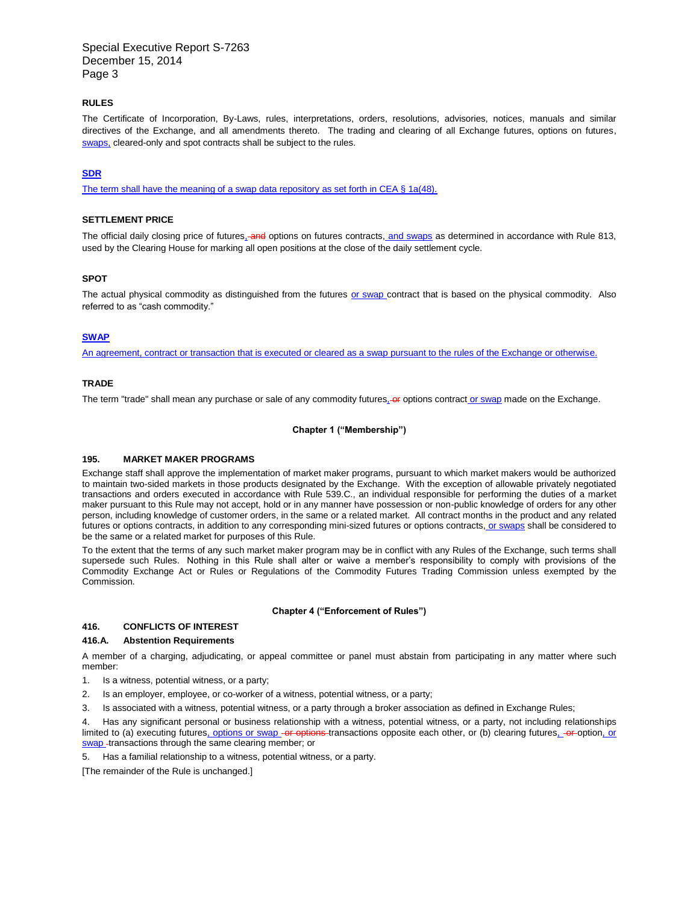### RULES

The Certificate of Incorporation, By-Laws, rules, interpretations, orders, resolutions, advisories, notices, manuals and similar directives of the Exchange, and all amendments thereto. The trading and clearing of all Exchange futures, options on futures, swaps, cleared-only and spot contracts shall be subject to the rules.

### SDR

The term shall have the meaning of a swap data repository as set forth in CEA § 1a(48).

### SETTLEMENT PRICE

The official daily closing price of futures, ~~and~~ options on futures contracts, and swaps as determined in accordance with Rule 813, used by the Clearing House for marking all open positions at the close of the daily settlement cycle.

### SPOT

The actual physical commodity as distinguished from the futures or swap contract that is based on the physical commodity. Also referred to as "cash commodity."

### SWAP

An agreement, contract or transaction that is executed or cleared as a swap pursuant to the rules of the Exchange or otherwise.

### TRADE

The term "trade" shall mean any purchase or sale of any commodity futures, ~~or~~ options contract or swap made on the Exchange.

## Chapter 1 ("Membership")

### 195. MARKET MAKER PROGRAMS

Exchange staff shall approve the implementation of market maker programs, pursuant to which market makers would be authorized to maintain two-sided markets in those products designated by the Exchange. With the exception of allowable privately negotiated transactions and orders executed in accordance with Rule 539.C., an individual responsible for performing the duties of a market maker pursuant to this Rule may not accept, hold or in any manner have possession or non-public knowledge of orders for any other person, including knowledge of customer orders, in the same or a related market. All contract months in the product and any related futures or options contracts, in addition to any corresponding mini-sized futures or options contracts, or swaps shall be considered to be the same or a related market for purposes of this Rule.

To the extent that the terms of any such market maker program may be in conflict with any Rules of the Exchange, such terms shall supersede such Rules. Nothing in this Rule shall alter or waive a member's responsibility to comply with provisions of the Commodity Exchange Act or Rules or Regulations of the Commodity Futures Trading Commission unless exempted by the Commission.

## Chapter 4 ("Enforcement of Rules")

### 416. CONFLICTS OF INTEREST

### 416.A. Abstention Requirements

A member of a charging, adjudicating, or appeal committee or panel must abstain from participating in any matter where such member:

1. Is a witness, potential witness, or a party;
2. Is an employer, employee, or co-worker of a witness, potential witness, or a party;
3. Is associated with a witness, potential witness, or a party through a broker association as defined in Exchange Rules;
4. Has any significant personal or business relationship with a witness, potential witness, or a party, not including relationships limited to (a) executing futures, options or swap ~~or options~~ transactions opposite each other, or (b) clearing futures, ~~or~~ option, or swap transactions through the same clearing member; or
5. Has a familial relationship to a witness, potential witness, or a party.

[The remainder of the Rule is unchanged.]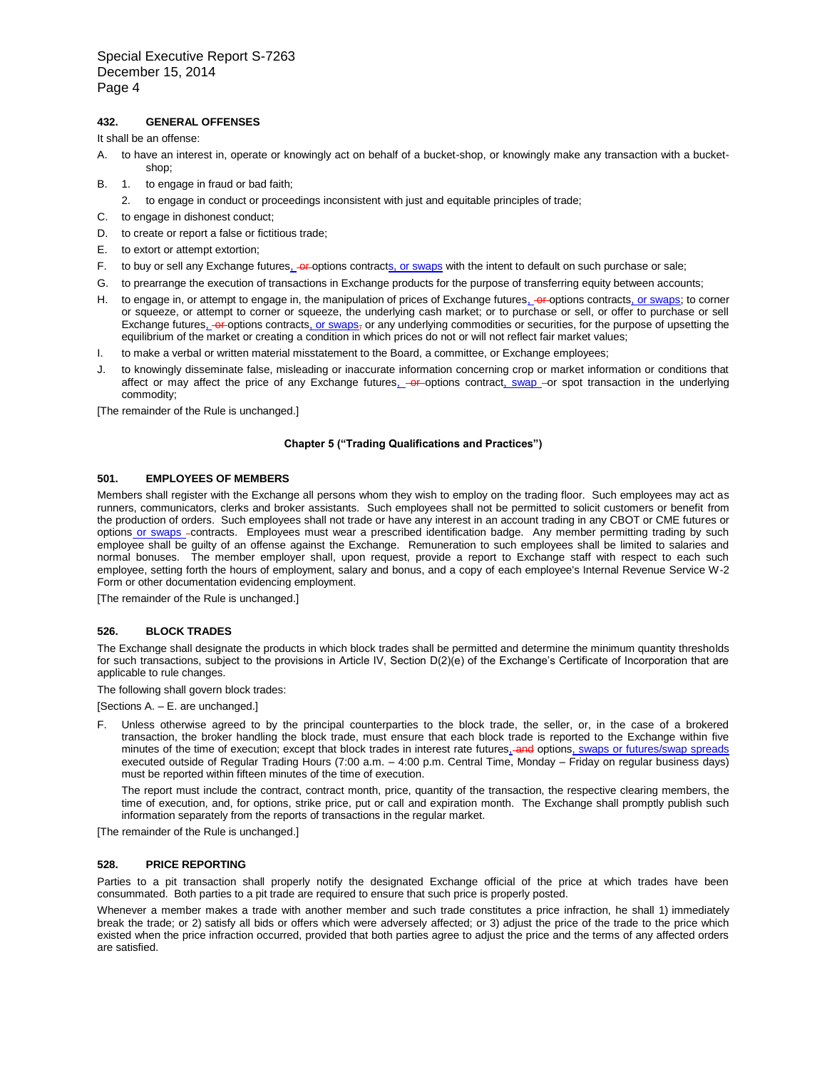**432. GENERAL OFFENSES**

It shall be an offense:

A. to have an interest in, operate or knowingly act on behalf of a bucket-shop, or knowingly make any transaction with a bucket-shop;

B. 1. to engage in fraud or bad faith;

   2. to engage in conduct or proceedings inconsistent with just and equitable principles of trade;

C. to engage in dishonest conduct;

D. to create or report a false or fictitious trade;

E. to extort or attempt extortion;

F. to buy or sell any Exchange futures, ~~or~~ options contracts, or swaps with the intent to default on such purchase or sale;

G. to prearrange the execution of transactions in Exchange products for the purpose of transferring equity between accounts;

H. to engage in, or attempt to engage in, the manipulation of prices of Exchange futures, ~~or~~ options contracts, or swaps; to corner or squeeze, or attempt to corner or squeeze, the underlying cash market; or to purchase or sell, or offer to purchase or sell Exchange futures, ~~or~~ options contracts, or swaps~~,~~ or any underlying commodities or securities, for the purpose of upsetting the equilibrium of the market or creating a condition in which prices do not or will not reflect fair market values;

I. to make a verbal or written material misstatement to the Board, a committee, or Exchange employees;

J. to knowingly disseminate false, misleading or inaccurate information concerning crop or market information or conditions that affect or may affect the price of any Exchange futures, ~~or~~ options contract, swap or spot transaction in the underlying commodity;

[The remainder of the Rule is unchanged.]

**Chapter 5 ("Trading Qualifications and Practices")**

**501. EMPLOYEES OF MEMBERS**

Members shall register with the Exchange all persons whom they wish to employ on the trading floor. Such employees may act as runners, communicators, clerks and broker assistants. Such employees shall not be permitted to solicit customers or benefit from the production of orders. Such employees shall not trade or have any interest in an account trading in any CBOT or CME futures or options or swaps contracts. Employees must wear a prescribed identification badge. Any member permitting trading by such employee shall be guilty of an offense against the Exchange. Remuneration to such employees shall be limited to salaries and normal bonuses. The member employer shall, upon request, provide a report to Exchange staff with respect to each such employee, setting forth the hours of employment, salary and bonus, and a copy of each employee's Internal Revenue Service W-2 Form or other documentation evidencing employment.

[The remainder of the Rule is unchanged.]

**526. BLOCK TRADES**

The Exchange shall designate the products in which block trades shall be permitted and determine the minimum quantity thresholds for such transactions, subject to the provisions in Article IV, Section D(2)(e) of the Exchange's Certificate of Incorporation that are applicable to rule changes.

The following shall govern block trades:

[Sections A. – E. are unchanged.]

F. Unless otherwise agreed to by the principal counterparties to the block trade, the seller, or, in the case of a brokered transaction, the broker handling the block trade, must ensure that each block trade is reported to the Exchange within five minutes of the time of execution; except that block trades in interest rate futures, ~~and~~ options, swaps or futures/swap spreads executed outside of Regular Trading Hours (7:00 a.m. – 4:00 p.m. Central Time, Monday – Friday on regular business days) must be reported within fifteen minutes of the time of execution.

   The report must include the contract, contract month, price, quantity of the transaction, the respective clearing members, the time of execution, and, for options, strike price, put or call and expiration month. The Exchange shall promptly publish such information separately from the reports of transactions in the regular market.

[The remainder of the Rule is unchanged.]

**528. PRICE REPORTING**

Parties to a pit transaction shall properly notify the designated Exchange official of the price at which trades have been consummated. Both parties to a pit trade are required to ensure that such price is properly posted.

Whenever a member makes a trade with another member and such trade constitutes a price infraction, he shall 1) immediately break the trade; or 2) satisfy all bids or offers which were adversely affected; or 3) adjust the price of the trade to the price which existed when the price infraction occurred, provided that both parties agree to adjust the price and the terms of any affected orders are satisfied.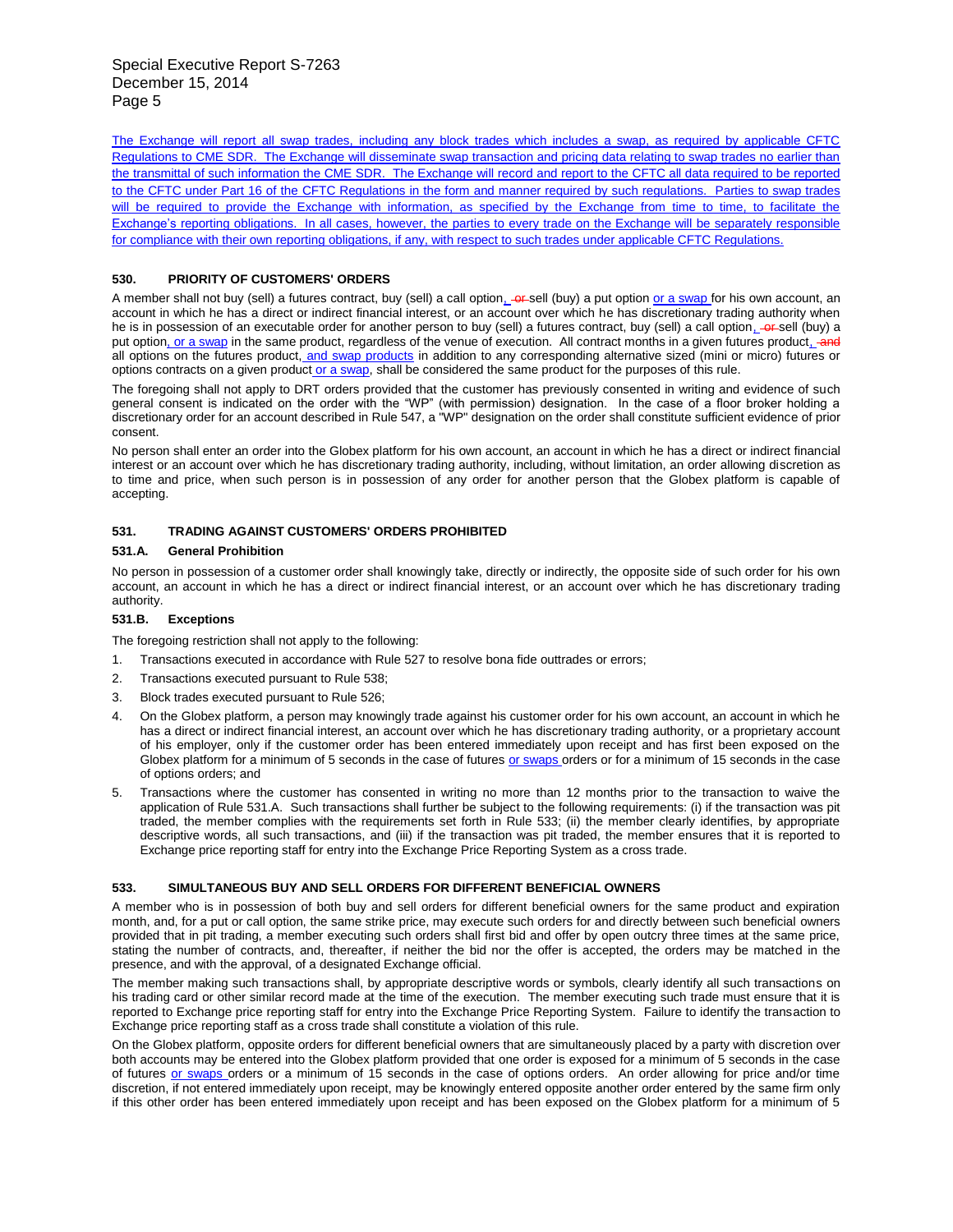The Exchange will report all swap trades, including any block trades which includes a swap, as required by applicable CFTC Regulations to CME SDR. The Exchange will disseminate swap transaction and pricing data relating to swap trades no earlier than the transmittal of such information the CME SDR. The Exchange will record and report to the CFTC all data required to be reported to the CFTC under Part 16 of the CFTC Regulations in the form and manner required by such regulations. Parties to swap trades will be required to provide the Exchange with information, as specified by the Exchange from time to time, to facilitate the Exchange's reporting obligations. In all cases, however, the parties to every trade on the Exchange will be separately responsible for compliance with their own reporting obligations, if any, with respect to such trades under applicable CFTC Regulations.

### 530. PRIORITY OF CUSTOMERS' ORDERS

A member shall not buy (sell) a futures contract, buy (sell) a call option, ~~or~~ sell (buy) a put option or a swap for his own account, an account in which he has a direct or indirect financial interest, or an account over which he has discretionary trading authority when he is in possession of an executable order for another person to buy (sell) a futures contract, buy (sell) a call option, ~~or~~ sell (buy) a put option, or a swap in the same product, regardless of the venue of execution. All contract months in a given futures product, ~~and~~ all options on the futures product, and swap products in addition to any corresponding alternative sized (mini or micro) futures or options contracts on a given product or a swap, shall be considered the same product for the purposes of this rule.

The foregoing shall not apply to DRT orders provided that the customer has previously consented in writing and evidence of such general consent is indicated on the order with the "WP" (with permission) designation. In the case of a floor broker holding a discretionary order for an account described in Rule 547, a "WP" designation on the order shall constitute sufficient evidence of prior consent.

No person shall enter an order into the Globex platform for his own account, an account in which he has a direct or indirect financial interest or an account over which he has discretionary trading authority, including, without limitation, an order allowing discretion as to time and price, when such person is in possession of any order for another person that the Globex platform is capable of accepting.

### 531. TRADING AGAINST CUSTOMERS' ORDERS PROHIBITED

#### 531.A. General Prohibition

No person in possession of a customer order shall knowingly take, directly or indirectly, the opposite side of such order for his own account, an account in which he has a direct or indirect financial interest, or an account over which he has discretionary trading authority.

#### 531.B. Exceptions

The foregoing restriction shall not apply to the following:

1. Transactions executed in accordance with Rule 527 to resolve bona fide outtrades or errors;
2. Transactions executed pursuant to Rule 538;
3. Block trades executed pursuant to Rule 526;
4. On the Globex platform, a person may knowingly trade against his customer order for his own account, an account in which he has a direct or indirect financial interest, an account over which he has discretionary trading authority, or a proprietary account of his employer, only if the customer order has been entered immediately upon receipt and has first been exposed on the Globex platform for a minimum of 5 seconds in the case of futures or swaps orders or for a minimum of 15 seconds in the case of options orders; and
5. Transactions where the customer has consented in writing no more than 12 months prior to the transaction to waive the application of Rule 531.A. Such transactions shall further be subject to the following requirements: (i) if the transaction was pit traded, the member complies with the requirements set forth in Rule 533; (ii) the member clearly identifies, by appropriate descriptive words, all such transactions, and (iii) if the transaction was pit traded, the member ensures that it is reported to Exchange price reporting staff for entry into the Exchange Price Reporting System as a cross trade.

### 533. SIMULTANEOUS BUY AND SELL ORDERS FOR DIFFERENT BENEFICIAL OWNERS

A member who is in possession of both buy and sell orders for different beneficial owners for the same product and expiration month, and, for a put or call option, the same strike price, may execute such orders for and directly between such beneficial owners provided that in pit trading, a member executing such orders shall first bid and offer by open outcry three times at the same price, stating the number of contracts, and, thereafter, if neither the bid nor the offer is accepted, the orders may be matched in the presence, and with the approval, of a designated Exchange official.

The member making such transactions shall, by appropriate descriptive words or symbols, clearly identify all such transactions on his trading card or other similar record made at the time of the execution. The member executing such trade must ensure that it is reported to Exchange price reporting staff for entry into the Exchange Price Reporting System. Failure to identify the transaction to Exchange price reporting staff as a cross trade shall constitute a violation of this rule.

On the Globex platform, opposite orders for different beneficial owners that are simultaneously placed by a party with discretion over both accounts may be entered into the Globex platform provided that one order is exposed for a minimum of 5 seconds in the case of futures or swaps orders or a minimum of 15 seconds in the case of options orders. An order allowing for price and/or time discretion, if not entered immediately upon receipt, may be knowingly entered opposite another order entered by the same firm only if this other order has been entered immediately upon receipt and has been exposed on the Globex platform for a minimum of 5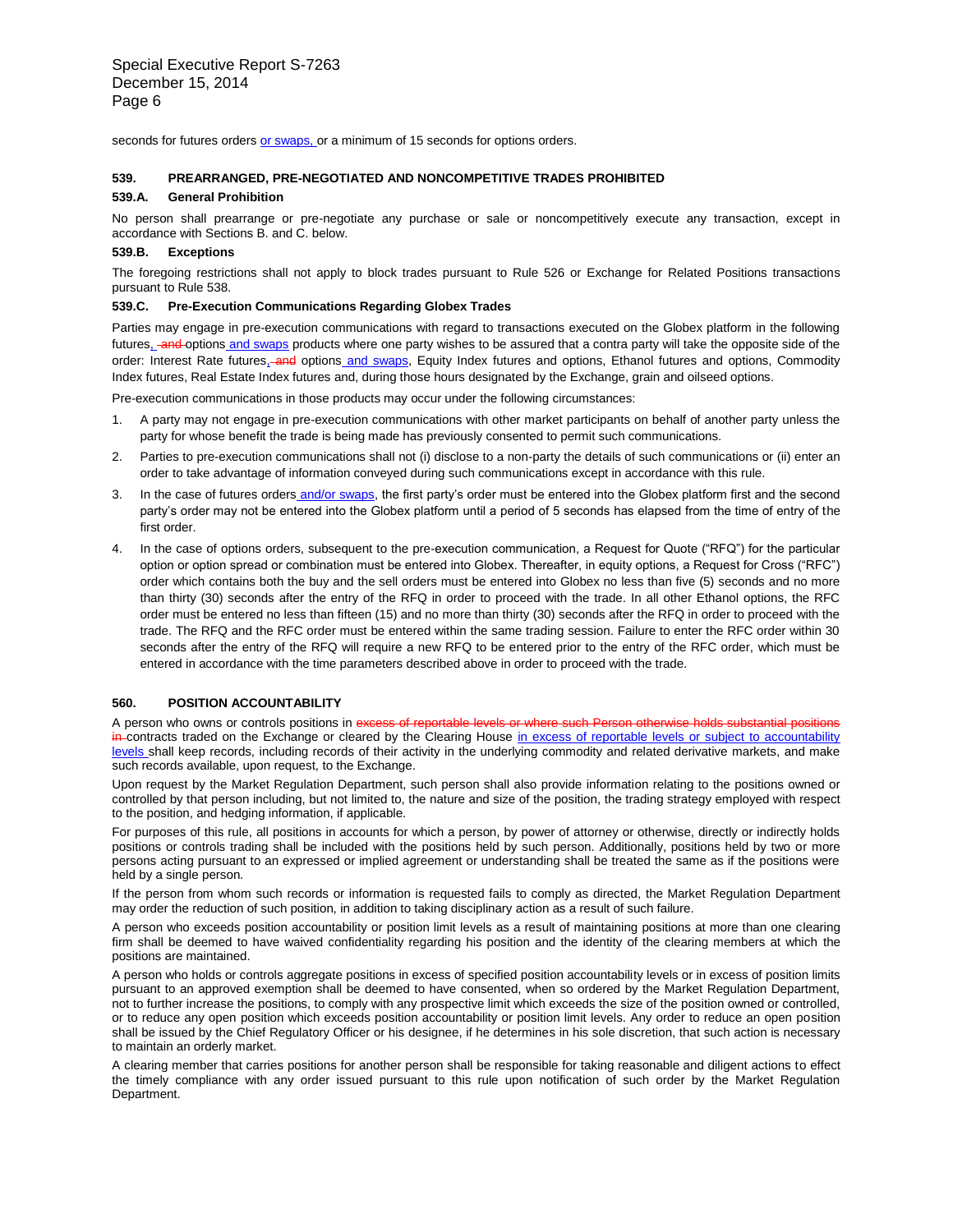seconds for futures orders or swaps, or a minimum of 15 seconds for options orders.

### 539. PREARRANGED, PRE-NEGOTIATED AND NONCOMPETITIVE TRADES PROHIBITED

#### 539.A. General Prohibition

No person shall prearrange or pre-negotiate any purchase or sale or noncompetitively execute any transaction, except in accordance with Sections B. and C. below.

#### 539.B. Exceptions

The foregoing restrictions shall not apply to block trades pursuant to Rule 526 or Exchange for Related Positions transactions pursuant to Rule 538.

#### 539.C. Pre-Execution Communications Regarding Globex Trades

Parties may engage in pre-execution communications with regard to transactions executed on the Globex platform in the following futures, ~~and~~ options and swaps products where one party wishes to be assured that a contra party will take the opposite side of the order: Interest Rate futures, ~~and~~ options and swaps, Equity Index futures and options, Ethanol futures and options, Commodity Index futures, Real Estate Index futures and, during those hours designated by the Exchange, grain and oilseed options.

Pre-execution communications in those products may occur under the following circumstances:

1. A party may not engage in pre-execution communications with other market participants on behalf of another party unless the party for whose benefit the trade is being made has previously consented to permit such communications.
2. Parties to pre-execution communications shall not (i) disclose to a non-party the details of such communications or (ii) enter an order to take advantage of information conveyed during such communications except in accordance with this rule.
3. In the case of futures orders and/or swaps, the first party's order must be entered into the Globex platform first and the second party's order may not be entered into the Globex platform until a period of 5 seconds has elapsed from the time of entry of the first order.
4. In the case of options orders, subsequent to the pre-execution communication, a Request for Quote ("RFQ") for the particular option or option spread or combination must be entered into Globex. Thereafter, in equity options, a Request for Cross ("RFC") order which contains both the buy and the sell orders must be entered into Globex no less than five (5) seconds and no more than thirty (30) seconds after the entry of the RFQ in order to proceed with the trade. In all other Ethanol options, the RFC order must be entered no less than fifteen (15) and no more than thirty (30) seconds after the RFQ in order to proceed with the trade. The RFQ and the RFC order must be entered within the same trading session. Failure to enter the RFC order within 30 seconds after the entry of the RFQ will require a new RFQ to be entered prior to the entry of the RFC order, which must be entered in accordance with the time parameters described above in order to proceed with the trade.

### 560. POSITION ACCOUNTABILITY

A person who owns or controls positions in ~~excess of reportable levels or where such Person otherwise holds substantial positions in~~ contracts traded on the Exchange or cleared by the Clearing House in excess of reportable levels or subject to accountability levels shall keep records, including records of their activity in the underlying commodity and related derivative markets, and make such records available, upon request, to the Exchange.

Upon request by the Market Regulation Department, such person shall also provide information relating to the positions owned or controlled by that person including, but not limited to, the nature and size of the position, the trading strategy employed with respect to the position, and hedging information, if applicable.

For purposes of this rule, all positions in accounts for which a person, by power of attorney or otherwise, directly or indirectly holds positions or controls trading shall be included with the positions held by such person. Additionally, positions held by two or more persons acting pursuant to an expressed or implied agreement or understanding shall be treated the same as if the positions were held by a single person.

If the person from whom such records or information is requested fails to comply as directed, the Market Regulation Department may order the reduction of such position, in addition to taking disciplinary action as a result of such failure.

A person who exceeds position accountability or position limit levels as a result of maintaining positions at more than one clearing firm shall be deemed to have waived confidentiality regarding his position and the identity of the clearing members at which the positions are maintained.

A person who holds or controls aggregate positions in excess of specified position accountability levels or in excess of position limits pursuant to an approved exemption shall be deemed to have consented, when so ordered by the Market Regulation Department, not to further increase the positions, to comply with any prospective limit which exceeds the size of the position owned or controlled, or to reduce any open position which exceeds position accountability or position limit levels. Any order to reduce an open position shall be issued by the Chief Regulatory Officer or his designee, if he determines in his sole discretion, that such action is necessary to maintain an orderly market.

A clearing member that carries positions for another person shall be responsible for taking reasonable and diligent actions to effect the timely compliance with any order issued pursuant to this rule upon notification of such order by the Market Regulation Department.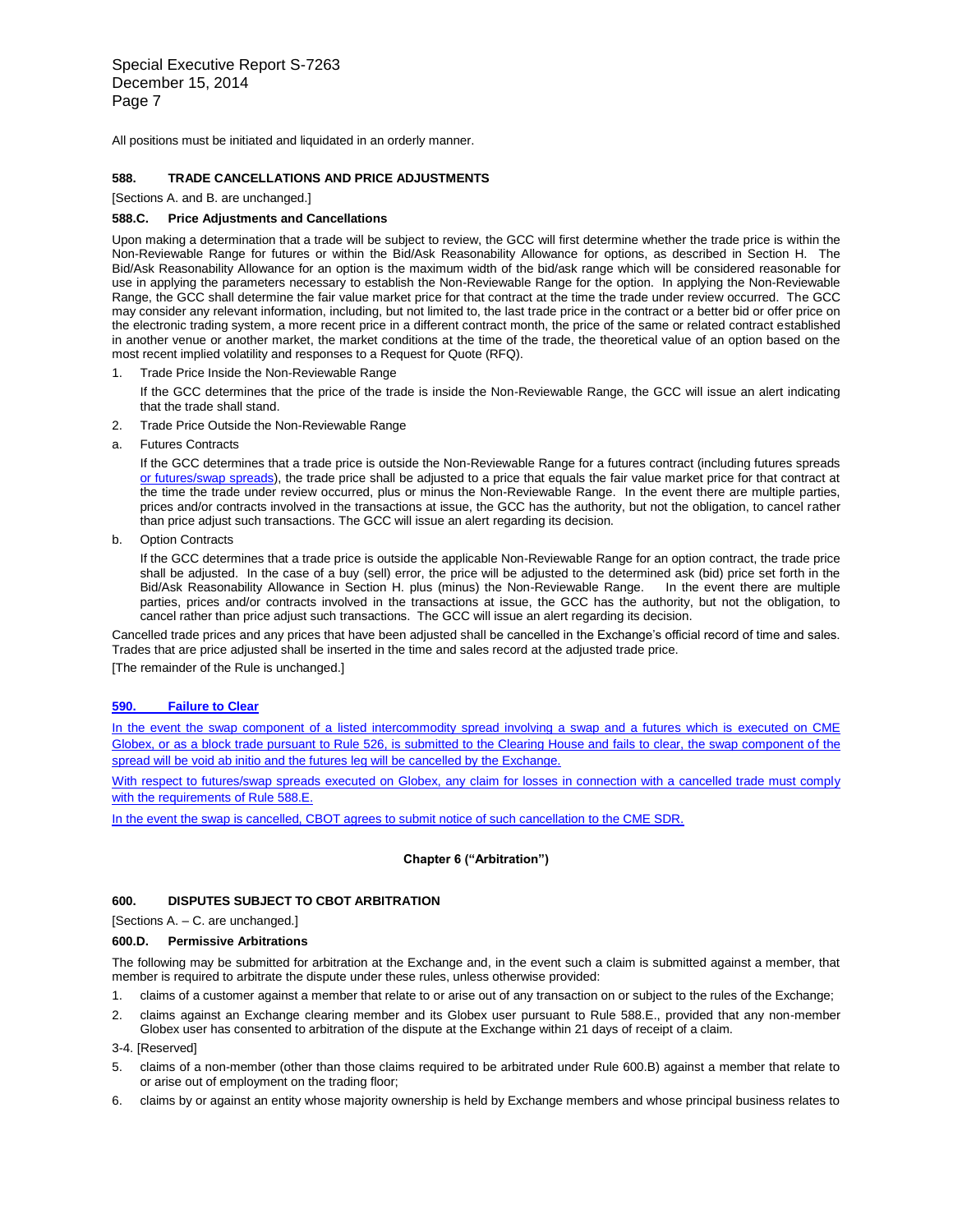All positions must be initiated and liquidated in an orderly manner.

### 588. TRADE CANCELLATIONS AND PRICE ADJUSTMENTS

[Sections A. and B. are unchanged.]

#### 588.C. Price Adjustments and Cancellations

Upon making a determination that a trade will be subject to review, the GCC will first determine whether the trade price is within the Non-Reviewable Range for futures or within the Bid/Ask Reasonability Allowance for options, as described in Section H. The Bid/Ask Reasonability Allowance for an option is the maximum width of the bid/ask range which will be considered reasonable for use in applying the parameters necessary to establish the Non-Reviewable Range for the option. In applying the Non-Reviewable Range, the GCC shall determine the fair value market price for that contract at the time the trade under review occurred. The GCC may consider any relevant information, including, but not limited to, the last trade price in the contract or a better bid or offer price on the electronic trading system, a more recent price in a different contract month, the price of the same or related contract established in another venue or another market, the market conditions at the time of the trade, the theoretical value of an option based on the most recent implied volatility and responses to a Request for Quote (RFQ).

1. Trade Price Inside the Non-Reviewable Range

   If the GCC determines that the price of the trade is inside the Non-Reviewable Range, the GCC will issue an alert indicating that the trade shall stand.

2. Trade Price Outside the Non-Reviewable Range

a. Futures Contracts

   If the GCC determines that a trade price is outside the Non-Reviewable Range for a futures contract (including futures spreads or futures/swap spreads), the trade price shall be adjusted to a price that equals the fair value market price for that contract at the time the trade under review occurred, plus or minus the Non-Reviewable Range. In the event there are multiple parties, prices and/or contracts involved in the transactions at issue, the GCC has the authority, but not the obligation, to cancel rather than price adjust such transactions. The GCC will issue an alert regarding its decision.

b. Option Contracts

   If the GCC determines that a trade price is outside the applicable Non-Reviewable Range for an option contract, the trade price shall be adjusted. In the case of a buy (sell) error, the price will be adjusted to the determined ask (bid) price set forth in the Bid/Ask Reasonability Allowance in Section H. plus (minus) the Non-Reviewable Range. In the event there are multiple parties, prices and/or contracts involved in the transactions at issue, the GCC has the authority, but not the obligation, to cancel rather than price adjust such transactions. The GCC will issue an alert regarding its decision.

Cancelled trade prices and any prices that have been adjusted shall be cancelled in the Exchange's official record of time and sales. Trades that are price adjusted shall be inserted in the time and sales record at the adjusted trade price.

[The remainder of the Rule is unchanged.]

### 590. Failure to Clear

In the event the swap component of a listed intercommodity spread involving a swap and a futures which is executed on CME Globex, or as a block trade pursuant to Rule 526, is submitted to the Clearing House and fails to clear, the swap component of the spread will be void ab initio and the futures leg will be cancelled by the Exchange.

With respect to futures/swap spreads executed on Globex, any claim for losses in connection with a cancelled trade must comply with the requirements of Rule 588.E.

In the event the swap is cancelled, CBOT agrees to submit notice of such cancellation to the CME SDR.

## Chapter 6 ("Arbitration")

### 600. DISPUTES SUBJECT TO CBOT ARBITRATION

[Sections A. – C. are unchanged.]

#### 600.D. Permissive Arbitrations

The following may be submitted for arbitration at the Exchange and, in the event such a claim is submitted against a member, that member is required to arbitrate the dispute under these rules, unless otherwise provided:

1. claims of a customer against a member that relate to or arise out of any transaction on or subject to the rules of the Exchange;
2. claims against an Exchange clearing member and its Globex user pursuant to Rule 588.E., provided that any non-member Globex user has consented to arbitration of the dispute at the Exchange within 21 days of receipt of a claim.

3-4. [Reserved]

5. claims of a non-member (other than those claims required to be arbitrated under Rule 600.B) against a member that relate to or arise out of employment on the trading floor;
6. claims by or against an entity whose majority ownership is held by Exchange members and whose principal business relates to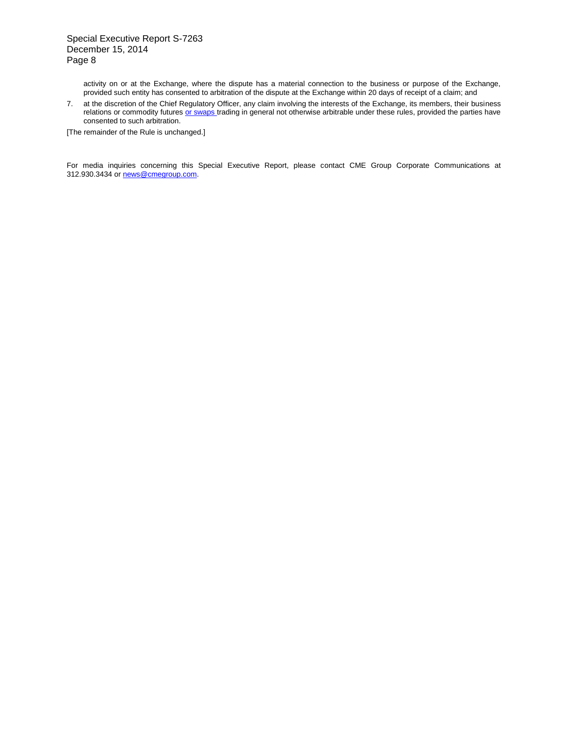activity on or at the Exchange, where the dispute has a material connection to the business or purpose of the Exchange, provided such entity has consented to arbitration of the dispute at the Exchange within 20 days of receipt of a claim; and

7. at the discretion of the Chief Regulatory Officer, any claim involving the interests of the Exchange, its members, their business relations or commodity futures or swaps trading in general not otherwise arbitrable under these rules, provided the parties have consented to such arbitration.

[The remainder of the Rule is unchanged.]

For media inquiries concerning this Special Executive Report, please contact CME Group Corporate Communications at 312.930.3434 or news@cmegroup.com.